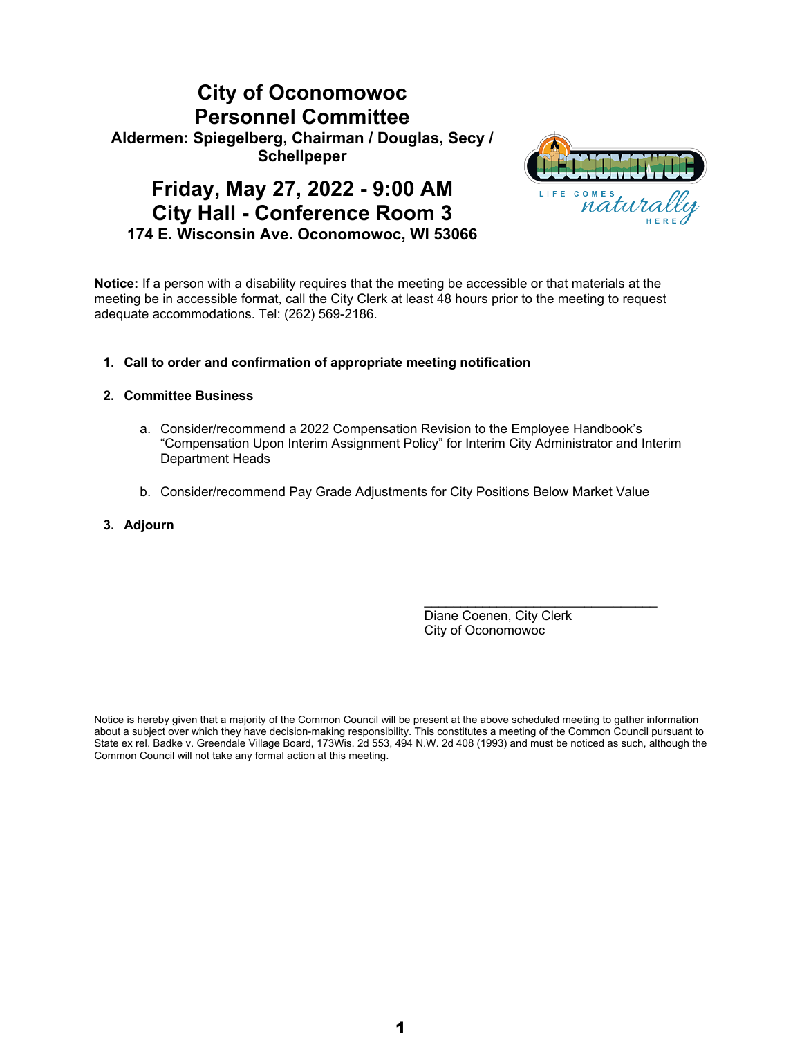# City of Oconomowoc
# Personnel Committee

**Aldermen: Spiegelberg, Chairman / Douglas, Secy / Schellpeper**

## Friday, May 27, 2022 - 9:00 AM
## City Hall - Conference Room 3

**174 E. Wisconsin Ave. Oconomowoc, WI 53066**

**Notice:** If a person with a disability requires that the meeting be accessible or that materials at the meeting be in accessible format, call the City Clerk at least 48 hours prior to the meeting to request adequate accommodations. Tel: (262) 569-2186.

1. **Call to order and confirmation of appropriate meeting notification**

2. **Committee Business**

   a. Consider/recommend a 2022 Compensation Revision to the Employee Handbook's "Compensation Upon Interim Assignment Policy" for Interim City Administrator and Interim Department Heads

   b. Consider/recommend Pay Grade Adjustments for City Positions Below Market Value

3. **Adjourn**

_________________________________
Diane Coenen, City Clerk
City of Oconomowoc

Notice is hereby given that a majority of the Common Council will be present at the above scheduled meeting to gather information about a subject over which they have decision-making responsibility. This constitutes a meeting of the Common Council pursuant to State ex rel. Badke v. Greendale Village Board, 173Wis. 2d 553, 494 N.W. 2d 408 (1993) and must be noticed as such, although the Common Council will not take any formal action at this meeting.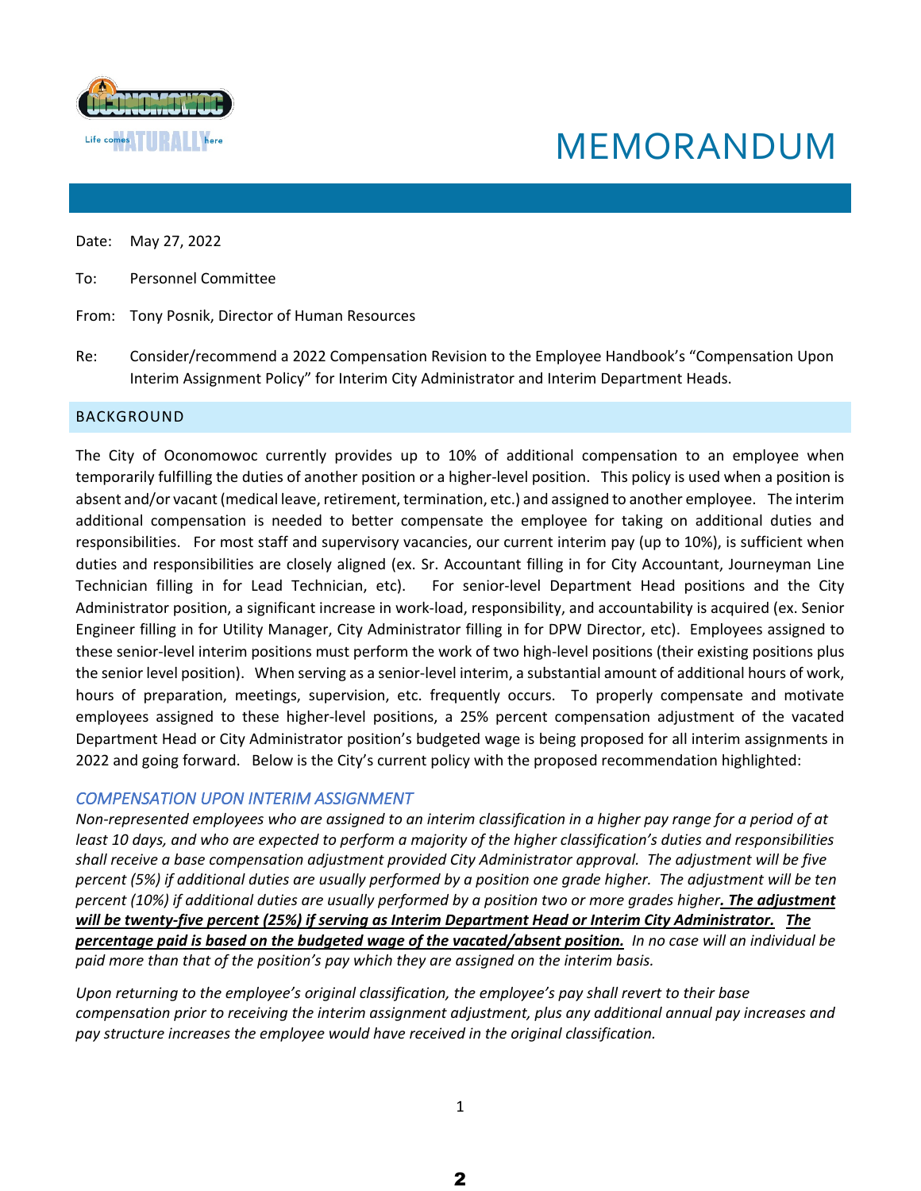# MEMORANDUM

Date: May 27, 2022

To: Personnel Committee

From: Tony Posnik, Director of Human Resources

Re: Consider/recommend a 2022 Compensation Revision to the Employee Handbook's "Compensation Upon Interim Assignment Policy" for Interim City Administrator and Interim Department Heads.

## BACKGROUND

The City of Oconomowoc currently provides up to 10% of additional compensation to an employee when temporarily fulfilling the duties of another position or a higher-level position. This policy is used when a position is absent and/or vacant (medical leave, retirement, termination, etc.) and assigned to another employee. The interim additional compensation is needed to better compensate the employee for taking on additional duties and responsibilities. For most staff and supervisory vacancies, our current interim pay (up to 10%), is sufficient when duties and responsibilities are closely aligned (ex. Sr. Accountant filling in for City Accountant, Journeyman Line Technician filling in for Lead Technician, etc). For senior-level Department Head positions and the City Administrator position, a significant increase in work-load, responsibility, and accountability is acquired (ex. Senior Engineer filling in for Utility Manager, City Administrator filling in for DPW Director, etc). Employees assigned to these senior-level interim positions must perform the work of two high-level positions (their existing positions plus the senior level position). When serving as a senior-level interim, a substantial amount of additional hours of work, hours of preparation, meetings, supervision, etc. frequently occurs. To properly compensate and motivate employees assigned to these higher-level positions, a 25% percent compensation adjustment of the vacated Department Head or City Administrator position's budgeted wage is being proposed for all interim assignments in 2022 and going forward. Below is the City's current policy with the proposed recommendation highlighted:

### *COMPENSATION UPON INTERIM ASSIGNMENT*

*Non-represented employees who are assigned to an interim classification in a higher pay range for a period of at least 10 days, and who are expected to perform a majority of the higher classification's duties and responsibilities shall receive a base compensation adjustment provided City Administrator approval. The adjustment will be five percent (5%) if additional duties are usually performed by a position one grade higher. The adjustment will be ten percent (10%) if additional duties are usually performed by a position two or more grades higher**. The adjustment will be twenty-five percent (25%) if serving as Interim Department Head or Interim City Administrator. The percentage paid is based on the budgeted wage of the vacated/absent position.** In no case will an individual be paid more than that of the position's pay which they are assigned on the interim basis.*

*Upon returning to the employee's original classification, the employee's pay shall revert to their base compensation prior to receiving the interim assignment adjustment, plus any additional annual pay increases and pay structure increases the employee would have received in the original classification.*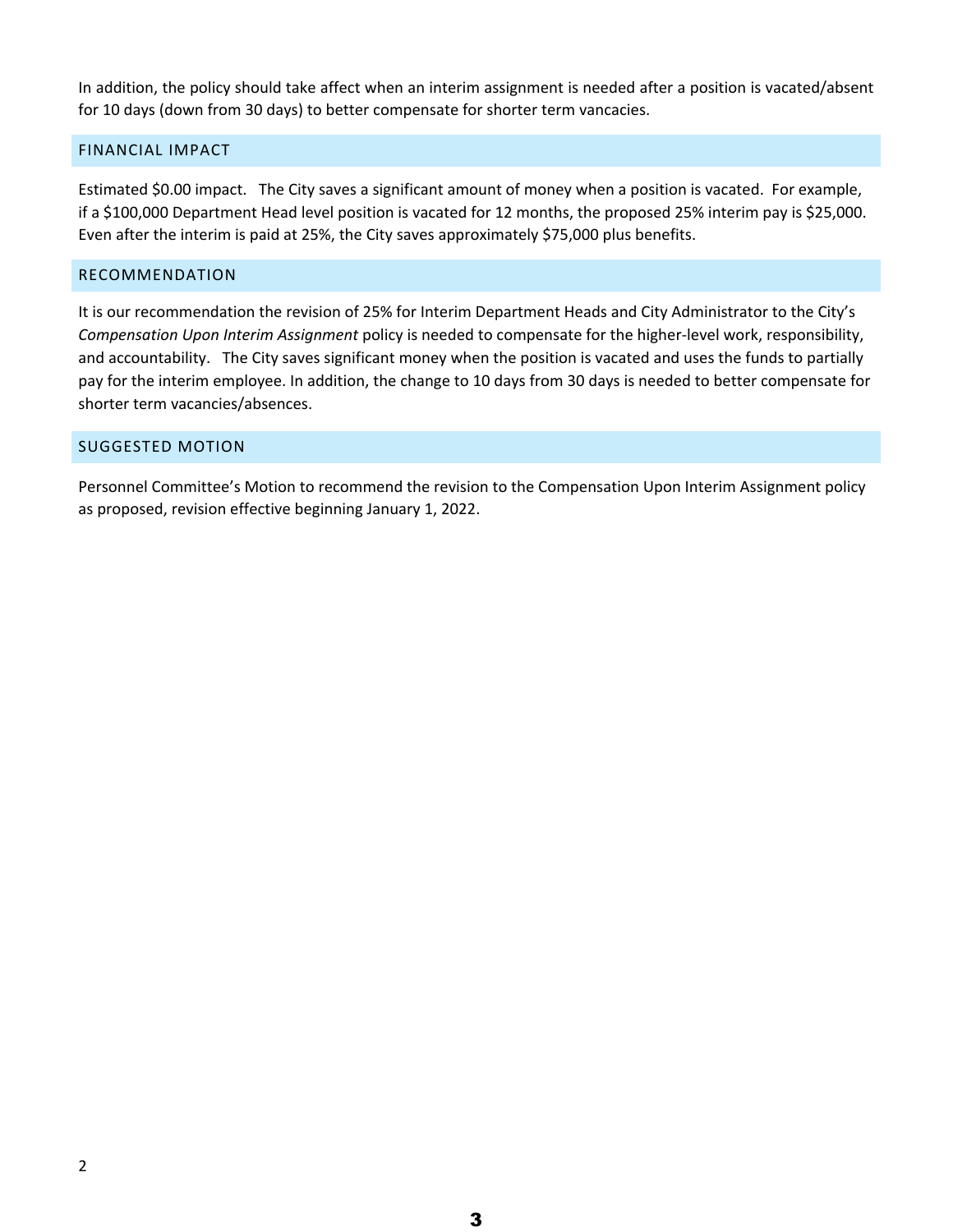In addition, the policy should take affect when an interim assignment is needed after a position is vacated/absent for 10 days (down from 30 days) to better compensate for shorter term vancacies.

## FINANCIAL IMPACT

Estimated $0.00 impact. The City saves a significant amount of money when a position is vacated. For example, if a $100,000 Department Head level position is vacated for 12 months, the proposed 25% interim pay is $25,000. Even after the interim is paid at 25%, the City saves approximately $75,000 plus benefits.

## RECOMMENDATION

It is our recommendation the revision of 25% for Interim Department Heads and City Administrator to the City's *Compensation Upon Interim Assignment* policy is needed to compensate for the higher-level work, responsibility, and accountability. The City saves significant money when the position is vacated and uses the funds to partially pay for the interim employee. In addition, the change to 10 days from 30 days is needed to better compensate for shorter term vacancies/absences.

## SUGGESTED MOTION

Personnel Committee's Motion to recommend the revision to the Compensation Upon Interim Assignment policy as proposed, revision effective beginning January 1, 2022.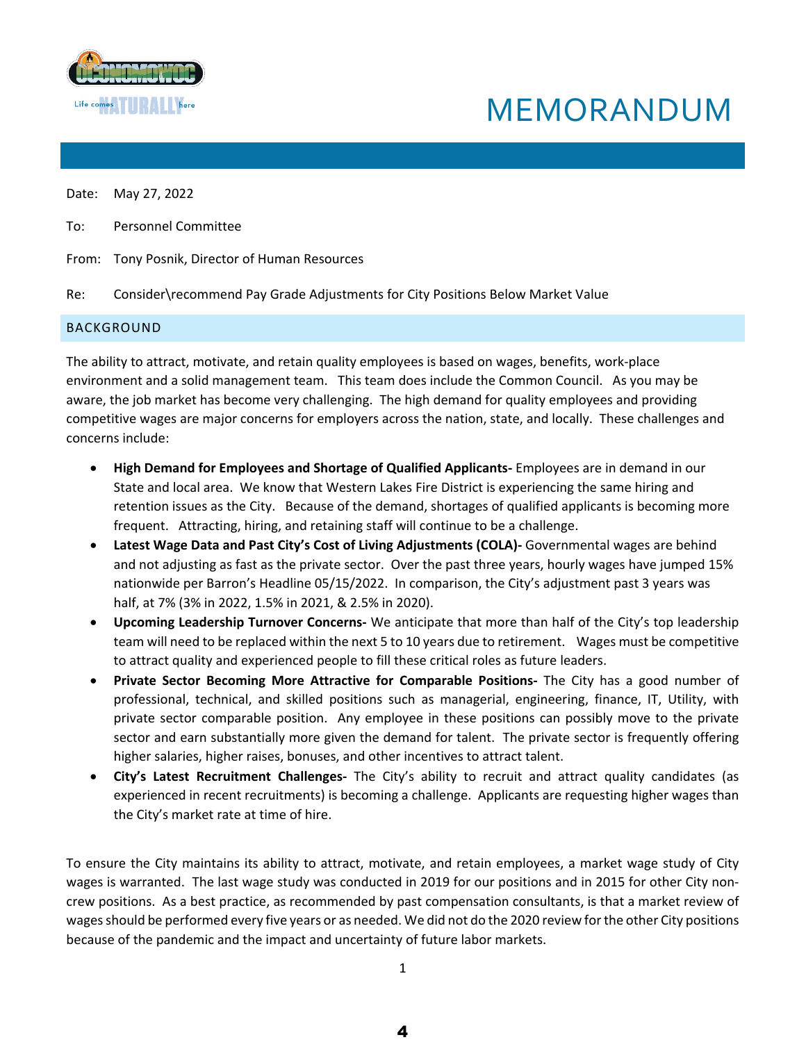# MEMORANDUM

Date: May 27, 2022

To: Personnel Committee

From: Tony Posnik, Director of Human Resources

Re: Consider\recommend Pay Grade Adjustments for City Positions Below Market Value

## BACKGROUND

The ability to attract, motivate, and retain quality employees is based on wages, benefits, work-place environment and a solid management team. This team does include the Common Council. As you may be aware, the job market has become very challenging. The high demand for quality employees and providing competitive wages are major concerns for employers across the nation, state, and locally. These challenges and concerns include:

- **High Demand for Employees and Shortage of Qualified Applicants-** Employees are in demand in our State and local area. We know that Western Lakes Fire District is experiencing the same hiring and retention issues as the City. Because of the demand, shortages of qualified applicants is becoming more frequent. Attracting, hiring, and retaining staff will continue to be a challenge.
- **Latest Wage Data and Past City's Cost of Living Adjustments (COLA)-** Governmental wages are behind and not adjusting as fast as the private sector. Over the past three years, hourly wages have jumped 15% nationwide per Barron's Headline 05/15/2022. In comparison, the City's adjustment past 3 years was half, at 7% (3% in 2022, 1.5% in 2021, & 2.5% in 2020).
- **Upcoming Leadership Turnover Concerns-** We anticipate that more than half of the City's top leadership team will need to be replaced within the next 5 to 10 years due to retirement. Wages must be competitive to attract quality and experienced people to fill these critical roles as future leaders.
- **Private Sector Becoming More Attractive for Comparable Positions-** The City has a good number of professional, technical, and skilled positions such as managerial, engineering, finance, IT, Utility, with private sector comparable position. Any employee in these positions can possibly move to the private sector and earn substantially more given the demand for talent. The private sector is frequently offering higher salaries, higher raises, bonuses, and other incentives to attract talent.
- **City's Latest Recruitment Challenges-** The City's ability to recruit and attract quality candidates (as experienced in recent recruitments) is becoming a challenge. Applicants are requesting higher wages than the City's market rate at time of hire.

To ensure the City maintains its ability to attract, motivate, and retain employees, a market wage study of City wages is warranted. The last wage study was conducted in 2019 for our positions and in 2015 for other City non-crew positions. As a best practice, as recommended by past compensation consultants, is that a market review of wages should be performed every five years or as needed. We did not do the 2020 review for the other City positions because of the pandemic and the impact and uncertainty of future labor markets.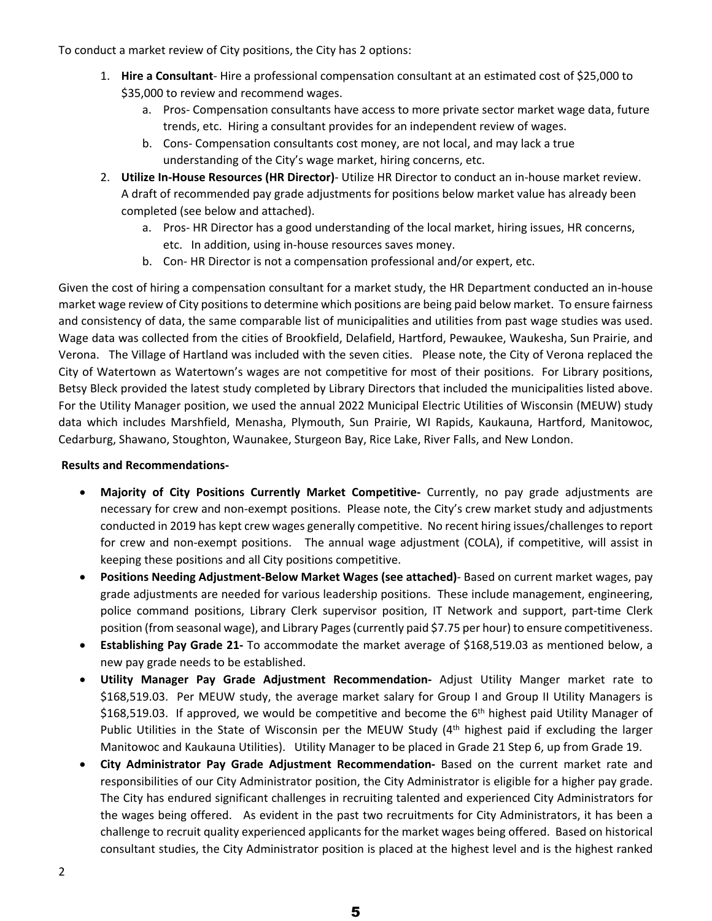To conduct a market review of City positions, the City has 2 options:

1. **Hire a Consultant**- Hire a professional compensation consultant at an estimated cost of $25,000 to $35,000 to review and recommend wages.
    a. Pros- Compensation consultants have access to more private sector market wage data, future trends, etc. Hiring a consultant provides for an independent review of wages.
    b. Cons- Compensation consultants cost money, are not local, and may lack a true understanding of the City's wage market, hiring concerns, etc.
2. **Utilize In-House Resources (HR Director)**- Utilize HR Director to conduct an in-house market review. A draft of recommended pay grade adjustments for positions below market value has already been completed (see below and attached).
    a. Pros- HR Director has a good understanding of the local market, hiring issues, HR concerns, etc. In addition, using in-house resources saves money.
    b. Con- HR Director is not a compensation professional and/or expert, etc.

Given the cost of hiring a compensation consultant for a market study, the HR Department conducted an in-house market wage review of City positions to determine which positions are being paid below market. To ensure fairness and consistency of data, the same comparable list of municipalities and utilities from past wage studies was used. Wage data was collected from the cities of Brookfield, Delafield, Hartford, Pewaukee, Waukesha, Sun Prairie, and Verona. The Village of Hartland was included with the seven cities. Please note, the City of Verona replaced the City of Watertown as Watertown's wages are not competitive for most of their positions. For Library positions, Betsy Bleck provided the latest study completed by Library Directors that included the municipalities listed above. For the Utility Manager position, we used the annual 2022 Municipal Electric Utilities of Wisconsin (MEUW) study data which includes Marshfield, Menasha, Plymouth, Sun Prairie, WI Rapids, Kaukauna, Hartford, Manitowoc, Cedarburg, Shawano, Stoughton, Waunakee, Sturgeon Bay, Rice Lake, River Falls, and New London.

**Results and Recommendations-**

- **Majority of City Positions Currently Market Competitive-** Currently, no pay grade adjustments are necessary for crew and non-exempt positions. Please note, the City's crew market study and adjustments conducted in 2019 has kept crew wages generally competitive. No recent hiring issues/challenges to report for crew and non-exempt positions. The annual wage adjustment (COLA), if competitive, will assist in keeping these positions and all City positions competitive.
- **Positions Needing Adjustment-Below Market Wages (see attached)**- Based on current market wages, pay grade adjustments are needed for various leadership positions. These include management, engineering, police command positions, Library Clerk supervisor position, IT Network and support, part-time Clerk position (from seasonal wage), and Library Pages (currently paid $7.75 per hour) to ensure competitiveness.
- **Establishing Pay Grade 21-** To accommodate the market average of $168,519.03 as mentioned below, a new pay grade needs to be established.
- **Utility Manager Pay Grade Adjustment Recommendation-** Adjust Utility Manger market rate to $168,519.03. Per MEUW study, the average market salary for Group I and Group II Utility Managers is $168,519.03. If approved, we would be competitive and become the 6th highest paid Utility Manager of Public Utilities in the State of Wisconsin per the MEUW Study (4th highest paid if excluding the larger Manitowoc and Kaukauna Utilities). Utility Manager to be placed in Grade 21 Step 6, up from Grade 19.
- **City Administrator Pay Grade Adjustment Recommendation-** Based on the current market rate and responsibilities of our City Administrator position, the City Administrator is eligible for a higher pay grade. The City has endured significant challenges in recruiting talented and experienced City Administrators for the wages being offered. As evident in the past two recruitments for City Administrators, it has been a challenge to recruit quality experienced applicants for the market wages being offered. Based on historical consultant studies, the City Administrator position is placed at the highest level and is the highest ranked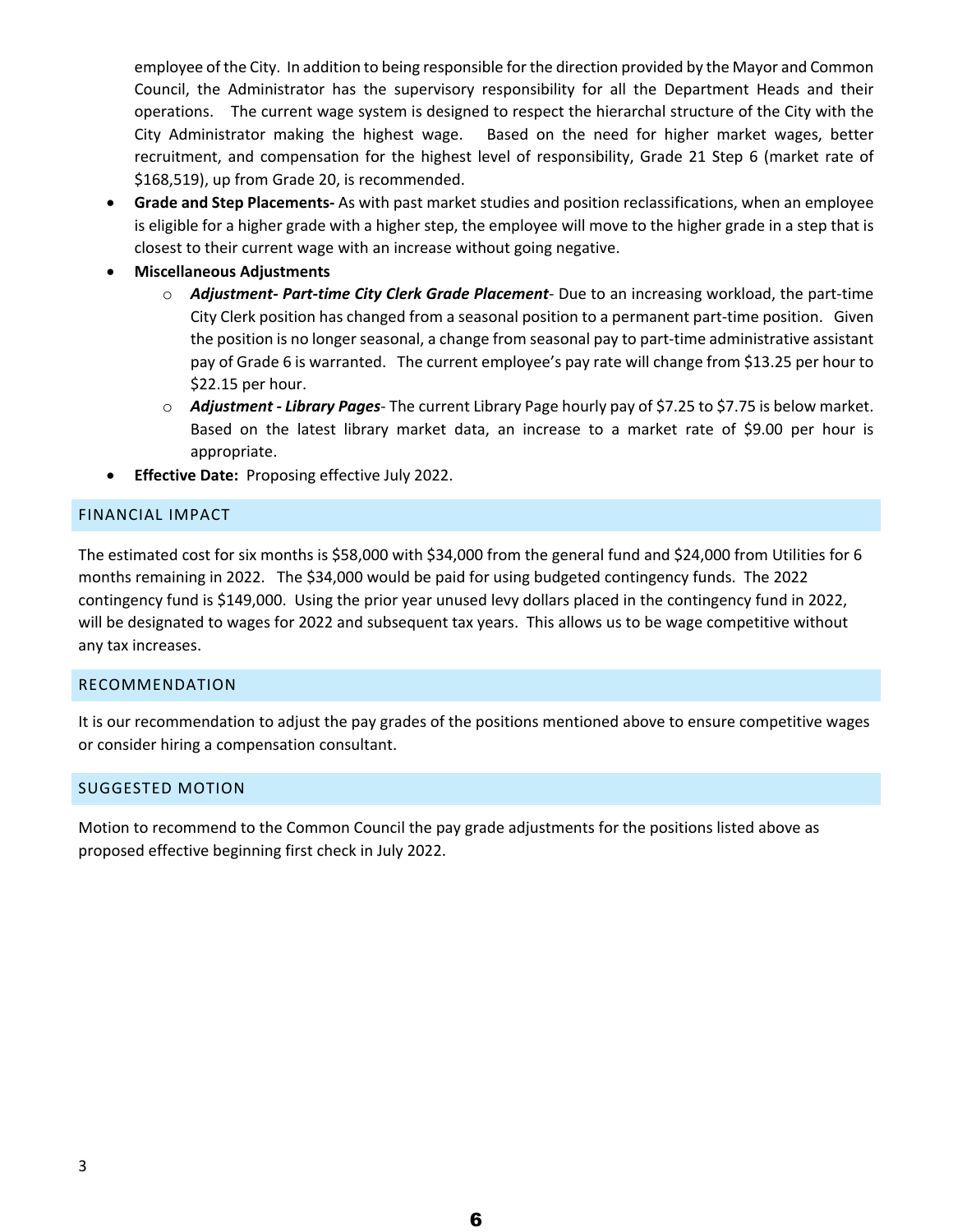employee of the City. In addition to being responsible for the direction provided by the Mayor and Common Council, the Administrator has the supervisory responsibility for all the Department Heads and their operations. The current wage system is designed to respect the hierarchal structure of the City with the City Administrator making the highest wage. Based on the need for higher market wages, better recruitment, and compensation for the highest level of responsibility, Grade 21 Step 6 (market rate of $168,519), up from Grade 20, is recommended.

- **Grade and Step Placements-** As with past market studies and position reclassifications, when an employee is eligible for a higher grade with a higher step, the employee will move to the higher grade in a step that is closest to their current wage with an increase without going negative.
- **Miscellaneous Adjustments**
  - ***Adjustment- Part-time City Clerk Grade Placement***- Due to an increasing workload, the part-time City Clerk position has changed from a seasonal position to a permanent part-time position. Given the position is no longer seasonal, a change from seasonal pay to part-time administrative assistant pay of Grade 6 is warranted. The current employee's pay rate will change from $13.25 per hour to $22.15 per hour.
  - ***Adjustment - Library Pages***- The current Library Page hourly pay of $7.25 to $7.75 is below market. Based on the latest library market data, an increase to a market rate of $9.00 per hour is appropriate.
- **Effective Date:** Proposing effective July 2022.

## FINANCIAL IMPACT

The estimated cost for six months is $58,000 with $34,000 from the general fund and $24,000 from Utilities for 6 months remaining in 2022. The $34,000 would be paid for using budgeted contingency funds. The 2022 contingency fund is $149,000. Using the prior year unused levy dollars placed in the contingency fund in 2022, will be designated to wages for 2022 and subsequent tax years. This allows us to be wage competitive without any tax increases.

## RECOMMENDATION

It is our recommendation to adjust the pay grades of the positions mentioned above to ensure competitive wages or consider hiring a compensation consultant.

## SUGGESTED MOTION

Motion to recommend to the Common Council the pay grade adjustments for the positions listed above as proposed effective beginning first check in July 2022.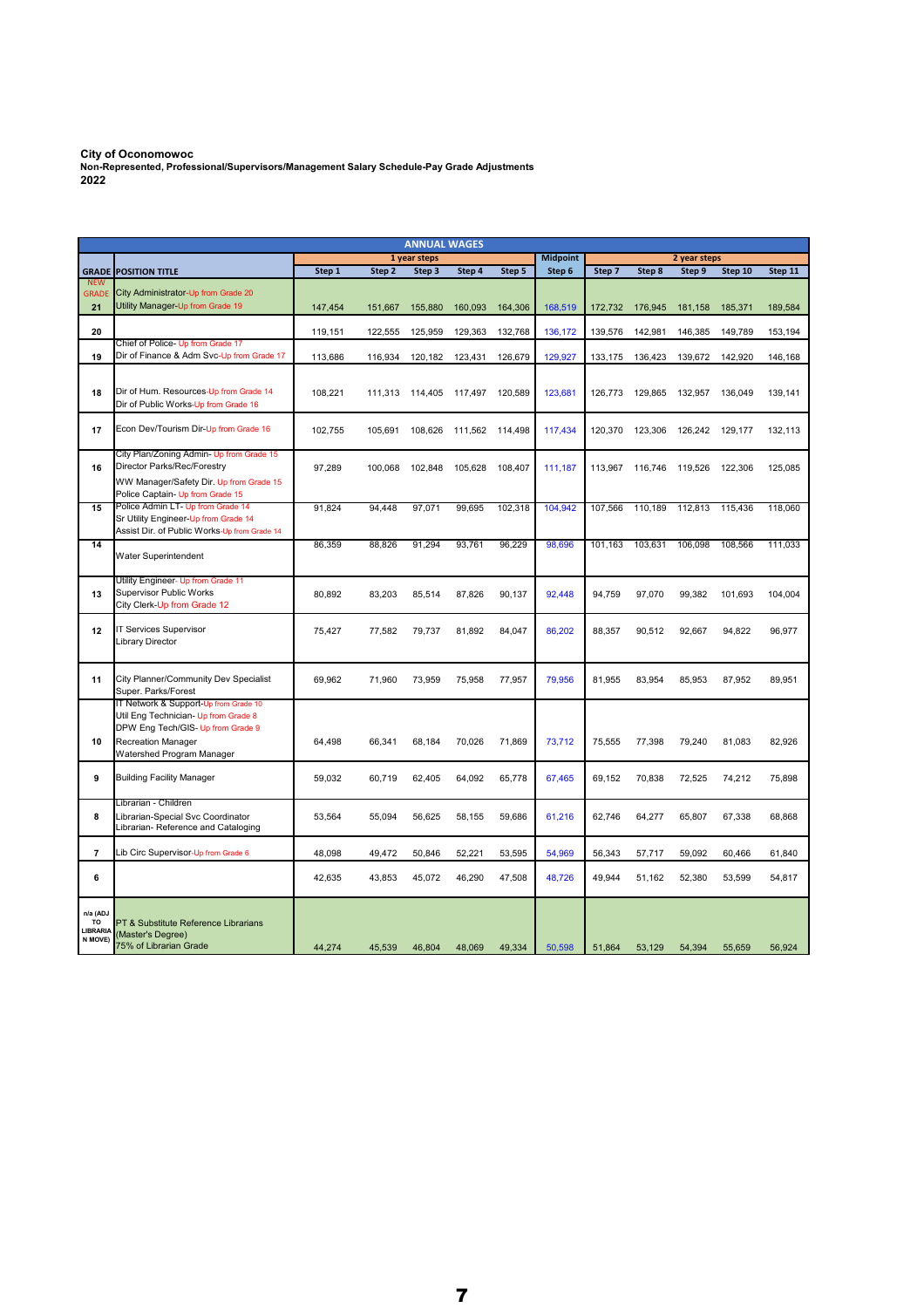**City of Oconomowoc**
**Non-Represented, Professional/Supervisors/Management Salary Schedule-Pay Grade Adjustments**
**2022**

| ANNUAL WAGES | | | | | | | | | | | | | |
|---|---|---|---|---|---|---|---|---|---|---|---|---|---|
| | | 1 year steps | | | | | Midpoint | 2 year steps | | | | | |
| GRADE | POSITION TITLE | Step 1 | Step 2 | Step 3 | Step 4 | Step 5 | Step 6 | Step 7 | Step 8 | Step 9 | Step 10 | Step 11 |
| NEW GRADE 21 | City Administrator-Up from Grade 20<br>Utility Manager-Up from Grade 19 | 147,454 | 151,667 | 155,880 | 160,093 | 164,306 | 168,519 | 172,732 | 176,945 | 181,158 | 185,371 | 189,584 |
| 20 | | 119,151 | 122,555 | 125,959 | 129,363 | 132,768 | 136,172 | 139,576 | 142,981 | 146,385 | 149,789 | 153,194 |
| 19 | Chief of Police- Up from Grade 17<br>Dir of Finance & Adm Svc-Up from Grade 17 | 113,686 | 116,934 | 120,182 | 123,431 | 126,679 | 129,927 | 133,175 | 136,423 | 139,672 | 142,920 | 146,168 |
| 18 | Dir of Hum. Resources-Up from Grade 14<br>Dir of Public Works-Up from Grade 16 | 108,221 | 111,313 | 114,405 | 117,497 | 120,589 | 123,681 | 126,773 | 129,865 | 132,957 | 136,049 | 139,141 |
| 17 | Econ Dev/Tourism Dir-Up from Grade 16 | 102,755 | 105,691 | 108,626 | 111,562 | 114,498 | 117,434 | 120,370 | 123,306 | 126,242 | 129,177 | 132,113 |
| 16 | City Plan/Zoning Admin- Up from Grade 15<br>Director Parks/Rec/Forestry<br>WW Manager/Safety Dir. Up from Grade 15<br>Police Captain- Up from Grade 15 | 97,289 | 100,068 | 102,848 | 105,628 | 108,407 | 111,187 | 113,967 | 116,746 | 119,526 | 122,306 | 125,085 |
| 15 | Police Admin LT- Up from Grade 14<br>Sr Utility Engineer-Up from Grade 14<br>Assist Dir. of Public Works-Up from Grade 14 | 91,824 | 94,448 | 97,071 | 99,695 | 102,318 | 104,942 | 107,566 | 110,189 | 112,813 | 115,436 | 118,060 |
| 14 | Water Superintendent | 86,359 | 88,826 | 91,294 | 93,761 | 96,229 | 98,696 | 101,163 | 103,631 | 106,098 | 108,566 | 111,033 |
| 13 | Utility Engineer- Up from Grade 11<br>Supervisor Public Works<br>City Clerk-Up from Grade 12 | 80,892 | 83,203 | 85,514 | 87,826 | 90,137 | 92,448 | 94,759 | 97,070 | 99,382 | 101,693 | 104,004 |
| 12 | IT Services Supervisor<br>Library Director | 75,427 | 77,582 | 79,737 | 81,892 | 84,047 | 86,202 | 88,357 | 90,512 | 92,667 | 94,822 | 96,977 |
| 11 | City Planner/Community Dev Specialist<br>Super. Parks/Forest | 69,962 | 71,960 | 73,959 | 75,958 | 77,957 | 79,956 | 81,955 | 83,954 | 85,953 | 87,952 | 89,951 |
| 10 | IT Network & Support-Up from Grade 10<br>Util Eng Technician- Up from Grade 8<br>DPW Eng Tech/GIS- Up from Grade 9<br>Recreation Manager<br>Watershed Program Manager | 64,498 | 66,341 | 68,184 | 70,026 | 71,869 | 73,712 | 75,555 | 77,398 | 79,240 | 81,083 | 82,926 |
| 9 | Building Facility Manager | 59,032 | 60,719 | 62,405 | 64,092 | 65,778 | 67,465 | 69,152 | 70,838 | 72,525 | 74,212 | 75,898 |
| 8 | Librarian - Children<br>Librarian-Special Svc Coordinator<br>Librarian- Reference and Cataloging | 53,564 | 55,094 | 56,625 | 58,155 | 59,686 | 61,216 | 62,746 | 64,277 | 65,807 | 67,338 | 68,868 |
| 7 | Lib Circ Supervisor-Up from Grade 6 | 48,098 | 49,472 | 50,846 | 52,221 | 53,595 | 54,969 | 56,343 | 57,717 | 59,092 | 60,466 | 61,840 |
| 6 | | 42,635 | 43,853 | 45,072 | 46,290 | 47,508 | 48,726 | 49,944 | 51,162 | 52,380 | 53,599 | 54,817 |
| n/a (ADJ TO LIBRARIAN MOVE) | PT & Substitute Reference Librarians (Master's Degree)<br>75% of Librarian Grade | 44,274 | 45,539 | 46,804 | 48,069 | 49,334 | 50,598 | 51,864 | 53,129 | 54,394 | 55,659 | 56,924 |